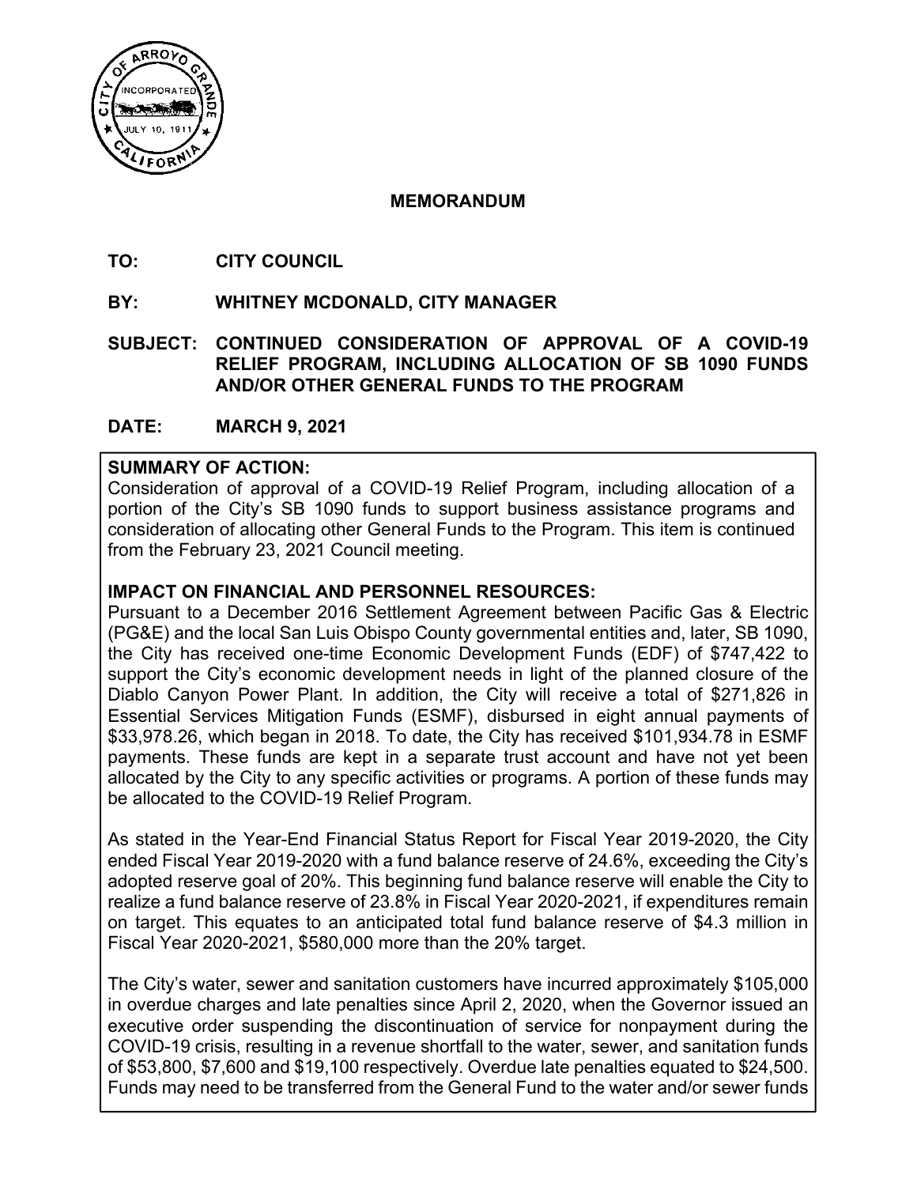## MEMORANDUM

**TO: CITY COUNCIL**

**BY: WHITNEY MCDONALD, CITY MANAGER**

**SUBJECT: CONTINUED CONSIDERATION OF APPROVAL OF A COVID-19 RELIEF PROGRAM, INCLUDING ALLOCATION OF SB 1090 FUNDS AND/OR OTHER GENERAL FUNDS TO THE PROGRAM**

**DATE: MARCH 9, 2021**

**SUMMARY OF ACTION:**

Consideration of approval of a COVID-19 Relief Program, including allocation of a portion of the City's SB 1090 funds to support business assistance programs and consideration of allocating other General Funds to the Program. This item is continued from the February 23, 2021 Council meeting.

**IMPACT ON FINANCIAL AND PERSONNEL RESOURCES:**

Pursuant to a December 2016 Settlement Agreement between Pacific Gas & Electric (PG&E) and the local San Luis Obispo County governmental entities and, later, SB 1090, the City has received one-time Economic Development Funds (EDF) of $747,422 to support the City's economic development needs in light of the planned closure of the Diablo Canyon Power Plant. In addition, the City will receive a total of $271,826 in Essential Services Mitigation Funds (ESMF), disbursed in eight annual payments of $33,978.26, which began in 2018. To date, the City has received $101,934.78 in ESMF payments. These funds are kept in a separate trust account and have not yet been allocated by the City to any specific activities or programs. A portion of these funds may be allocated to the COVID-19 Relief Program.

As stated in the Year-End Financial Status Report for Fiscal Year 2019-2020, the City ended Fiscal Year 2019-2020 with a fund balance reserve of 24.6%, exceeding the City's adopted reserve goal of 20%. This beginning fund balance reserve will enable the City to realize a fund balance reserve of 23.8% in Fiscal Year 2020-2021, if expenditures remain on target. This equates to an anticipated total fund balance reserve of $4.3 million in Fiscal Year 2020-2021, $580,000 more than the 20% target.

The City's water, sewer and sanitation customers have incurred approximately $105,000 in overdue charges and late penalties since April 2, 2020, when the Governor issued an executive order suspending the discontinuation of service for nonpayment during the COVID-19 crisis, resulting in a revenue shortfall to the water, sewer, and sanitation funds of $53,800, $7,600 and $19,100 respectively. Overdue late penalties equated to $24,500. Funds may need to be transferred from the General Fund to the water and/or sewer funds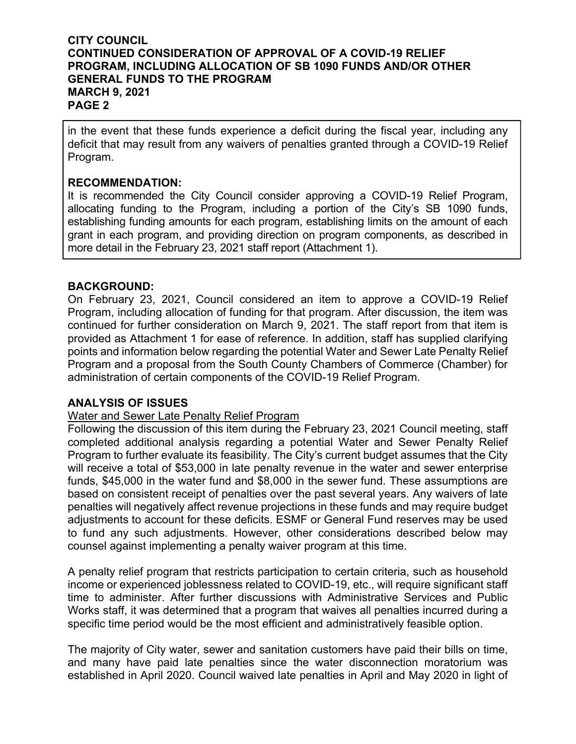in the event that these funds experience a deficit during the fiscal year, including any deficit that may result from any waivers of penalties granted through a COVID-19 Relief Program.

**RECOMMENDATION:**
It is recommended the City Council consider approving a COVID-19 Relief Program, allocating funding to the Program, including a portion of the City's SB 1090 funds, establishing funding amounts for each program, establishing limits on the amount of each grant in each program, and providing direction on program components, as described in more detail in the February 23, 2021 staff report (Attachment 1).

**BACKGROUND:**
On February 23, 2021, Council considered an item to approve a COVID-19 Relief Program, including allocation of funding for that program. After discussion, the item was continued for further consideration on March 9, 2021. The staff report from that item is provided as Attachment 1 for ease of reference. In addition, staff has supplied clarifying points and information below regarding the potential Water and Sewer Late Penalty Relief Program and a proposal from the South County Chambers of Commerce (Chamber) for administration of certain components of the COVID-19 Relief Program.

**ANALYSIS OF ISSUES**

Water and Sewer Late Penalty Relief Program

Following the discussion of this item during the February 23, 2021 Council meeting, staff completed additional analysis regarding a potential Water and Sewer Penalty Relief Program to further evaluate its feasibility. The City's current budget assumes that the City will receive a total of $53,000 in late penalty revenue in the water and sewer enterprise funds, $45,000 in the water fund and $8,000 in the sewer fund. These assumptions are based on consistent receipt of penalties over the past several years. Any waivers of late penalties will negatively affect revenue projections in these funds and may require budget adjustments to account for these deficits. ESMF or General Fund reserves may be used to fund any such adjustments. However, other considerations described below may counsel against implementing a penalty waiver program at this time.

A penalty relief program that restricts participation to certain criteria, such as household income or experienced joblessness related to COVID-19, etc., will require significant staff time to administer. After further discussions with Administrative Services and Public Works staff, it was determined that a program that waives all penalties incurred during a specific time period would be the most efficient and administratively feasible option.

The majority of City water, sewer and sanitation customers have paid their bills on time, and many have paid late penalties since the water disconnection moratorium was established in April 2020. Council waived late penalties in April and May 2020 in light of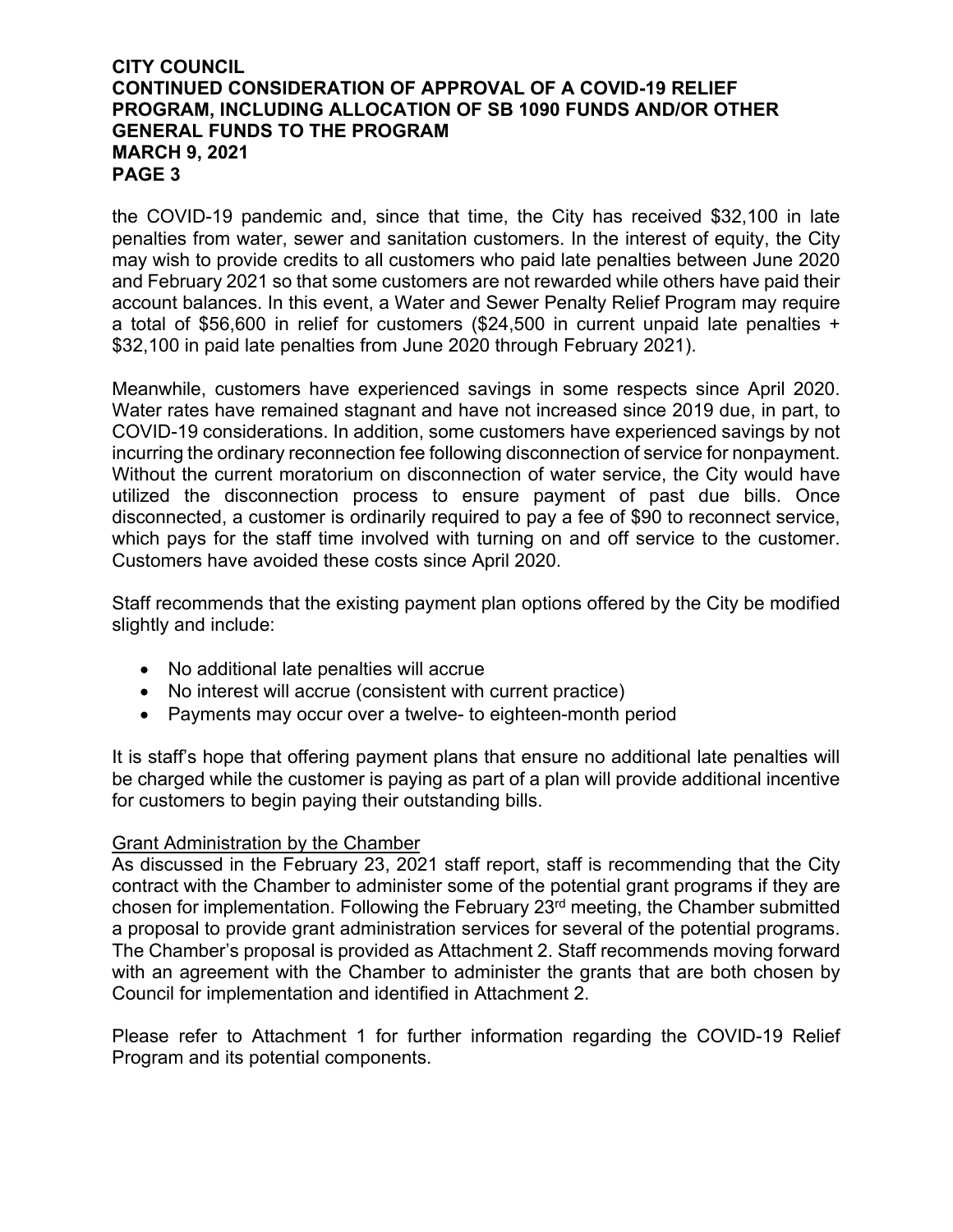the COVID-19 pandemic and, since that time, the City has received $32,100 in late penalties from water, sewer and sanitation customers. In the interest of equity, the City may wish to provide credits to all customers who paid late penalties between June 2020 and February 2021 so that some customers are not rewarded while others have paid their account balances. In this event, a Water and Sewer Penalty Relief Program may require a total of $56,600 in relief for customers ($24,500 in current unpaid late penalties + $32,100 in paid late penalties from June 2020 through February 2021).

Meanwhile, customers have experienced savings in some respects since April 2020. Water rates have remained stagnant and have not increased since 2019 due, in part, to COVID-19 considerations. In addition, some customers have experienced savings by not incurring the ordinary reconnection fee following disconnection of service for nonpayment. Without the current moratorium on disconnection of water service, the City would have utilized the disconnection process to ensure payment of past due bills. Once disconnected, a customer is ordinarily required to pay a fee of $90 to reconnect service, which pays for the staff time involved with turning on and off service to the customer. Customers have avoided these costs since April 2020.

Staff recommends that the existing payment plan options offered by the City be modified slightly and include:

- No additional late penalties will accrue
- No interest will accrue (consistent with current practice)
- Payments may occur over a twelve- to eighteen-month period

It is staff's hope that offering payment plans that ensure no additional late penalties will be charged while the customer is paying as part of a plan will provide additional incentive for customers to begin paying their outstanding bills.

<u>Grant Administration by the Chamber</u>

As discussed in the February 23, 2021 staff report, staff is recommending that the City contract with the Chamber to administer some of the potential grant programs if they are chosen for implementation. Following the February 23rd meeting, the Chamber submitted a proposal to provide grant administration services for several of the potential programs. The Chamber's proposal is provided as Attachment 2. Staff recommends moving forward with an agreement with the Chamber to administer the grants that are both chosen by Council for implementation and identified in Attachment 2.

Please refer to Attachment 1 for further information regarding the COVID-19 Relief Program and its potential components.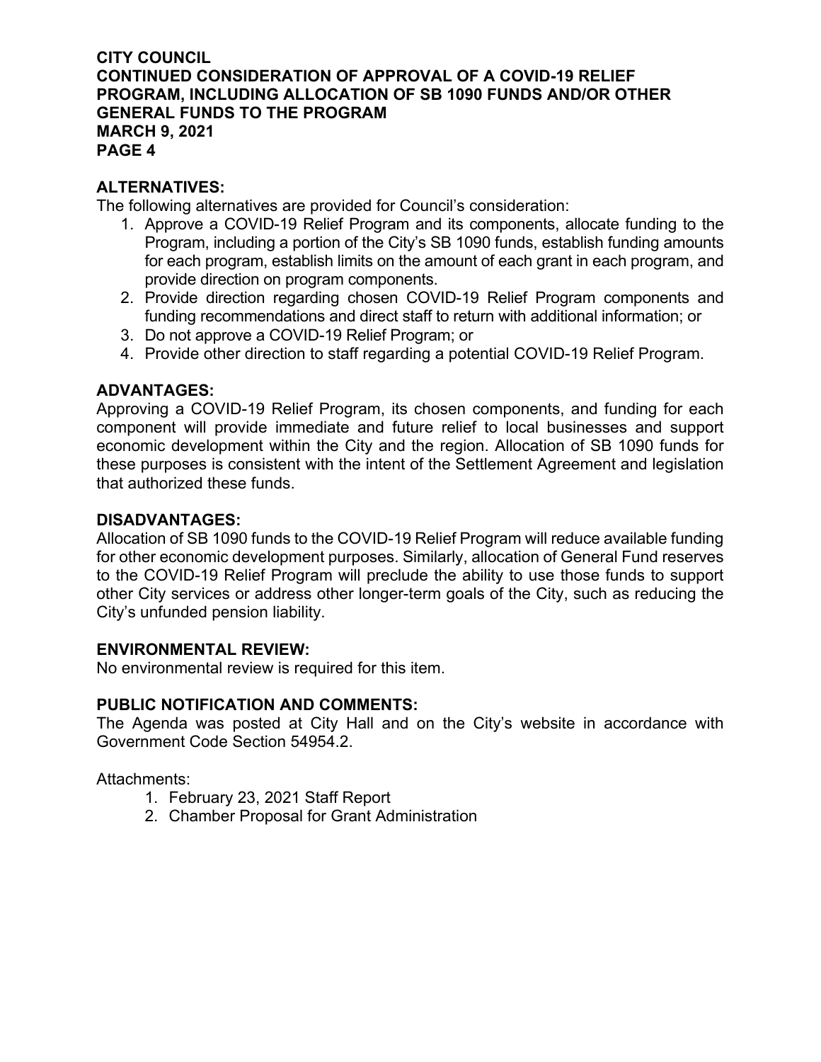## ALTERNATIVES:

The following alternatives are provided for Council's consideration:

1. Approve a COVID-19 Relief Program and its components, allocate funding to the Program, including a portion of the City's SB 1090 funds, establish funding amounts for each program, establish limits on the amount of each grant in each program, and provide direction on program components.
2. Provide direction regarding chosen COVID-19 Relief Program components and funding recommendations and direct staff to return with additional information; or
3. Do not approve a COVID-19 Relief Program; or
4. Provide other direction to staff regarding a potential COVID-19 Relief Program.

## ADVANTAGES:

Approving a COVID-19 Relief Program, its chosen components, and funding for each component will provide immediate and future relief to local businesses and support economic development within the City and the region. Allocation of SB 1090 funds for these purposes is consistent with the intent of the Settlement Agreement and legislation that authorized these funds.

## DISADVANTAGES:

Allocation of SB 1090 funds to the COVID-19 Relief Program will reduce available funding for other economic development purposes. Similarly, allocation of General Fund reserves to the COVID-19 Relief Program will preclude the ability to use those funds to support other City services or address other longer-term goals of the City, such as reducing the City's unfunded pension liability.

## ENVIRONMENTAL REVIEW:

No environmental review is required for this item.

## PUBLIC NOTIFICATION AND COMMENTS:

The Agenda was posted at City Hall and on the City's website in accordance with Government Code Section 54954.2.

Attachments:

1. February 23, 2021 Staff Report
2. Chamber Proposal for Grant Administration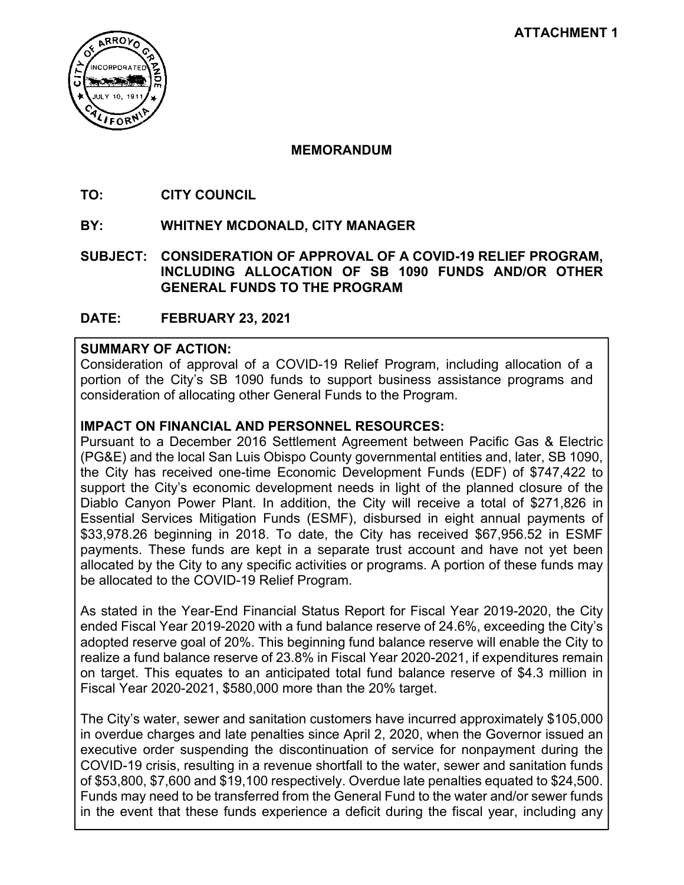**ATTACHMENT 1**

**MEMORANDUM**

**TO: CITY COUNCIL**

**BY: WHITNEY MCDONALD, CITY MANAGER**

**SUBJECT: CONSIDERATION OF APPROVAL OF A COVID-19 RELIEF PROGRAM, INCLUDING ALLOCATION OF SB 1090 FUNDS AND/OR OTHER GENERAL FUNDS TO THE PROGRAM**

**DATE: FEBRUARY 23, 2021**

**SUMMARY OF ACTION:**
Consideration of approval of a COVID-19 Relief Program, including allocation of a portion of the City's SB 1090 funds to support business assistance programs and consideration of allocating other General Funds to the Program.

**IMPACT ON FINANCIAL AND PERSONNEL RESOURCES:**
Pursuant to a December 2016 Settlement Agreement between Pacific Gas & Electric (PG&E) and the local San Luis Obispo County governmental entities and, later, SB 1090, the City has received one-time Economic Development Funds (EDF) of $747,422 to support the City's economic development needs in light of the planned closure of the Diablo Canyon Power Plant. In addition, the City will receive a total of $271,826 in Essential Services Mitigation Funds (ESMF), disbursed in eight annual payments of $33,978.26 beginning in 2018. To date, the City has received $67,956.52 in ESMF payments. These funds are kept in a separate trust account and have not yet been allocated by the City to any specific activities or programs. A portion of these funds may be allocated to the COVID-19 Relief Program.

As stated in the Year-End Financial Status Report for Fiscal Year 2019-2020, the City ended Fiscal Year 2019-2020 with a fund balance reserve of 24.6%, exceeding the City's adopted reserve goal of 20%. This beginning fund balance reserve will enable the City to realize a fund balance reserve of 23.8% in Fiscal Year 2020-2021, if expenditures remain on target. This equates to an anticipated total fund balance reserve of $4.3 million in Fiscal Year 2020-2021, $580,000 more than the 20% target.

The City's water, sewer and sanitation customers have incurred approximately $105,000 in overdue charges and late penalties since April 2, 2020, when the Governor issued an executive order suspending the discontinuation of service for nonpayment during the COVID-19 crisis, resulting in a revenue shortfall to the water, sewer and sanitation funds of $53,800, $7,600 and $19,100 respectively. Overdue late penalties equated to $24,500. Funds may need to be transferred from the General Fund to the water and/or sewer funds in the event that these funds experience a deficit during the fiscal year, including any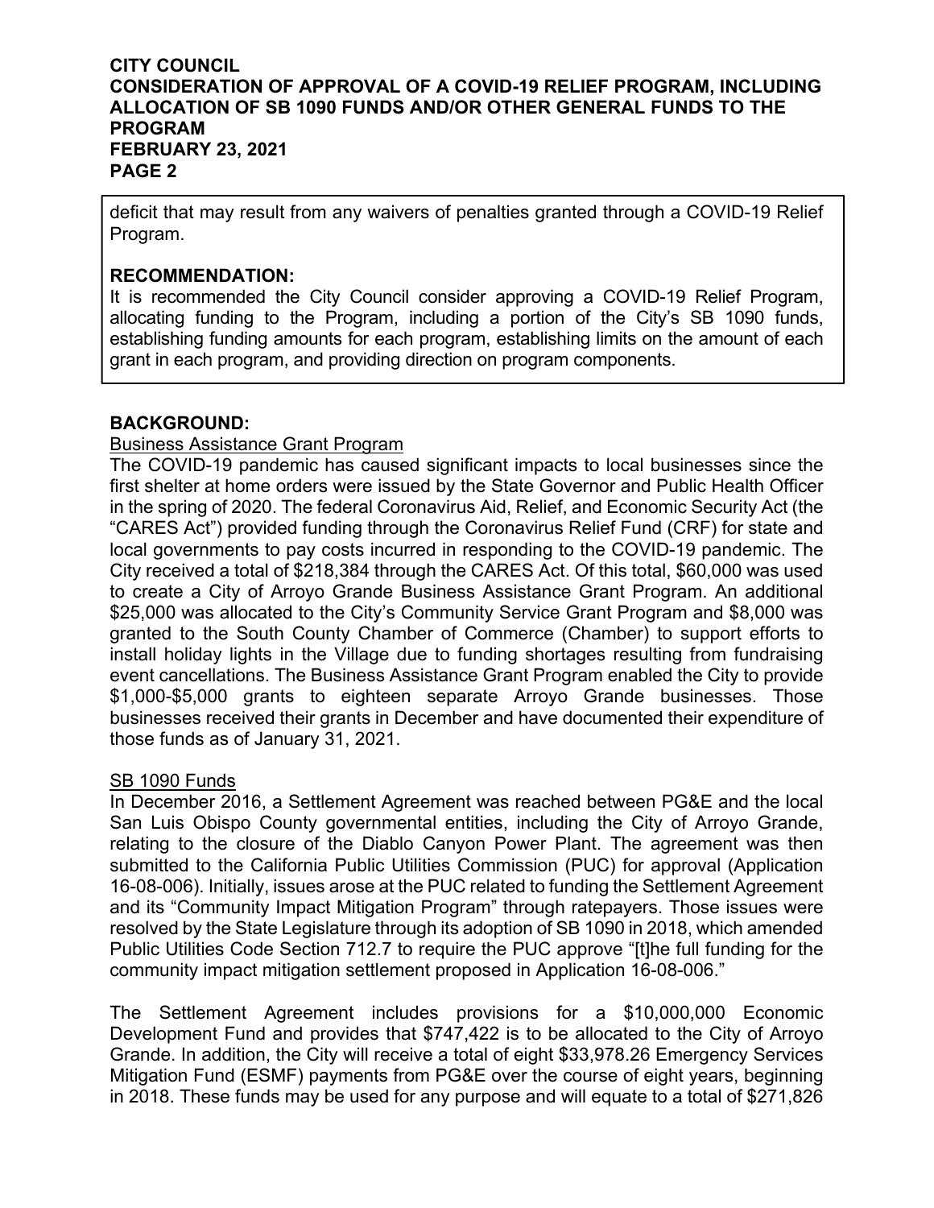deficit that may result from any waivers of penalties granted through a COVID-19 Relief Program.

**RECOMMENDATION:**
It is recommended the City Council consider approving a COVID-19 Relief Program, allocating funding to the Program, including a portion of the City's SB 1090 funds, establishing funding amounts for each program, establishing limits on the amount of each grant in each program, and providing direction on program components.

**BACKGROUND:**

Business Assistance Grant Program

The COVID-19 pandemic has caused significant impacts to local businesses since the first shelter at home orders were issued by the State Governor and Public Health Officer in the spring of 2020. The federal Coronavirus Aid, Relief, and Economic Security Act (the "CARES Act") provided funding through the Coronavirus Relief Fund (CRF) for state and local governments to pay costs incurred in responding to the COVID-19 pandemic. The City received a total of $218,384 through the CARES Act. Of this total, $60,000 was used to create a City of Arroyo Grande Business Assistance Grant Program. An additional $25,000 was allocated to the City's Community Service Grant Program and $8,000 was granted to the South County Chamber of Commerce (Chamber) to support efforts to install holiday lights in the Village due to funding shortages resulting from fundraising event cancellations. The Business Assistance Grant Program enabled the City to provide $1,000-$5,000 grants to eighteen separate Arroyo Grande businesses. Those businesses received their grants in December and have documented their expenditure of those funds as of January 31, 2021.

SB 1090 Funds

In December 2016, a Settlement Agreement was reached between PG&E and the local San Luis Obispo County governmental entities, including the City of Arroyo Grande, relating to the closure of the Diablo Canyon Power Plant. The agreement was then submitted to the California Public Utilities Commission (PUC) for approval (Application 16-08-006). Initially, issues arose at the PUC related to funding the Settlement Agreement and its "Community Impact Mitigation Program" through ratepayers. Those issues were resolved by the State Legislature through its adoption of SB 1090 in 2018, which amended Public Utilities Code Section 712.7 to require the PUC approve "[t]he full funding for the community impact mitigation settlement proposed in Application 16-08-006."

The Settlement Agreement includes provisions for a $10,000,000 Economic Development Fund and provides that $747,422 is to be allocated to the City of Arroyo Grande. In addition, the City will receive a total of eight $33,978.26 Emergency Services Mitigation Fund (ESMF) payments from PG&E over the course of eight years, beginning in 2018. These funds may be used for any purpose and will equate to a total of $271,826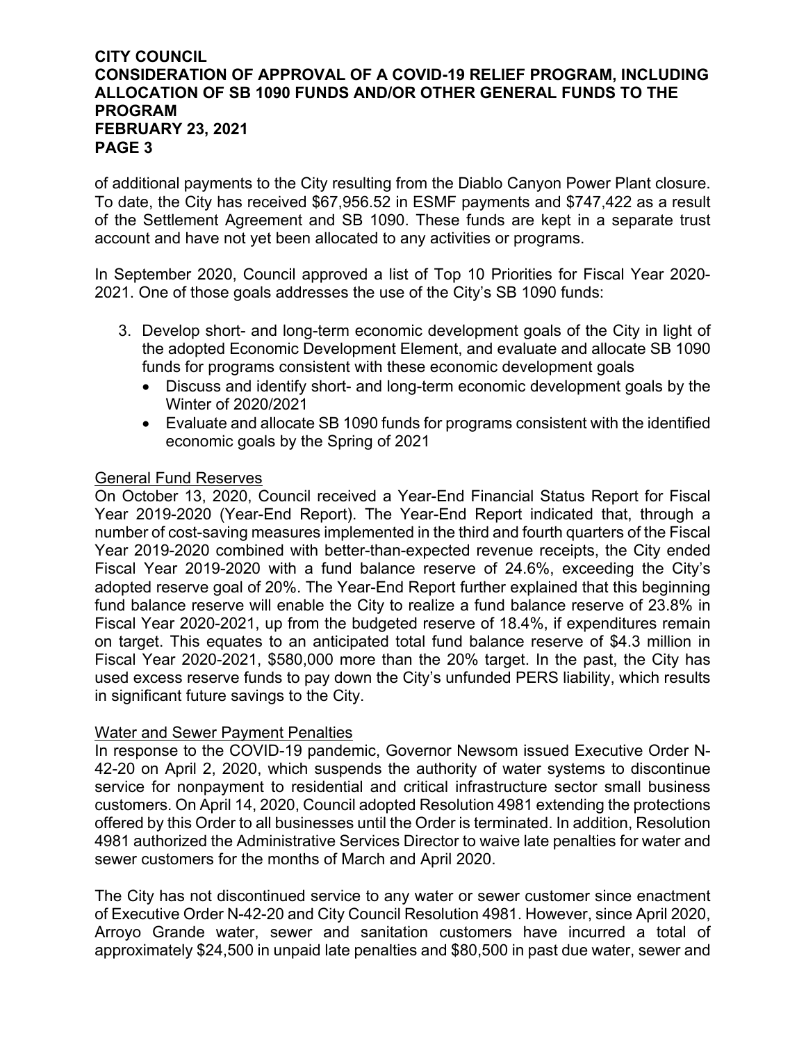of additional payments to the City resulting from the Diablo Canyon Power Plant closure. To date, the City has received $67,956.52 in ESMF payments and $747,422 as a result of the Settlement Agreement and SB 1090. These funds are kept in a separate trust account and have not yet been allocated to any activities or programs.

In September 2020, Council approved a list of Top 10 Priorities for Fiscal Year 2020-2021. One of those goals addresses the use of the City's SB 1090 funds:

3. Develop short- and long-term economic development goals of the City in light of the adopted Economic Development Element, and evaluate and allocate SB 1090 funds for programs consistent with these economic development goals
   - Discuss and identify short- and long-term economic development goals by the Winter of 2020/2021
   - Evaluate and allocate SB 1090 funds for programs consistent with the identified economic goals by the Spring of 2021

<u>General Fund Reserves</u>

On October 13, 2020, Council received a Year-End Financial Status Report for Fiscal Year 2019-2020 (Year-End Report). The Year-End Report indicated that, through a number of cost-saving measures implemented in the third and fourth quarters of the Fiscal Year 2019-2020 combined with better-than-expected revenue receipts, the City ended Fiscal Year 2019-2020 with a fund balance reserve of 24.6%, exceeding the City's adopted reserve goal of 20%. The Year-End Report further explained that this beginning fund balance reserve will enable the City to realize a fund balance reserve of 23.8% in Fiscal Year 2020-2021, up from the budgeted reserve of 18.4%, if expenditures remain on target. This equates to an anticipated total fund balance reserve of $4.3 million in Fiscal Year 2020-2021, $580,000 more than the 20% target. In the past, the City has used excess reserve funds to pay down the City's unfunded PERS liability, which results in significant future savings to the City.

<u>Water and Sewer Payment Penalties</u>

In response to the COVID-19 pandemic, Governor Newsom issued Executive Order N-42-20 on April 2, 2020, which suspends the authority of water systems to discontinue service for nonpayment to residential and critical infrastructure sector small business customers. On April 14, 2020, Council adopted Resolution 4981 extending the protections offered by this Order to all businesses until the Order is terminated. In addition, Resolution 4981 authorized the Administrative Services Director to waive late penalties for water and sewer customers for the months of March and April 2020.

The City has not discontinued service to any water or sewer customer since enactment of Executive Order N-42-20 and City Council Resolution 4981. However, since April 2020, Arroyo Grande water, sewer and sanitation customers have incurred a total of approximately $24,500 in unpaid late penalties and $80,500 in past due water, sewer and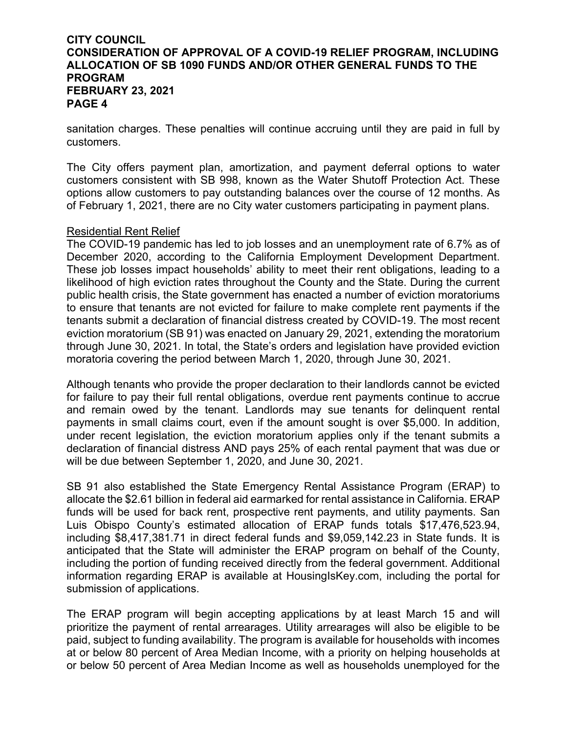sanitation charges. These penalties will continue accruing until they are paid in full by customers.

The City offers payment plan, amortization, and payment deferral options to water customers consistent with SB 998, known as the Water Shutoff Protection Act. These options allow customers to pay outstanding balances over the course of 12 months. As of February 1, 2021, there are no City water customers participating in payment plans.

<u>Residential Rent Relief</u>

The COVID-19 pandemic has led to job losses and an unemployment rate of 6.7% as of December 2020, according to the California Employment Development Department. These job losses impact households' ability to meet their rent obligations, leading to a likelihood of high eviction rates throughout the County and the State. During the current public health crisis, the State government has enacted a number of eviction moratoriums to ensure that tenants are not evicted for failure to make complete rent payments if the tenants submit a declaration of financial distress created by COVID-19. The most recent eviction moratorium (SB 91) was enacted on January 29, 2021, extending the moratorium through June 30, 2021. In total, the State's orders and legislation have provided eviction moratoria covering the period between March 1, 2020, through June 30, 2021.

Although tenants who provide the proper declaration to their landlords cannot be evicted for failure to pay their full rental obligations, overdue rent payments continue to accrue and remain owed by the tenant. Landlords may sue tenants for delinquent rental payments in small claims court, even if the amount sought is over $5,000. In addition, under recent legislation, the eviction moratorium applies only if the tenant submits a declaration of financial distress AND pays 25% of each rental payment that was due or will be due between September 1, 2020, and June 30, 2021.

SB 91 also established the State Emergency Rental Assistance Program (ERAP) to allocate the $2.61 billion in federal aid earmarked for rental assistance in California. ERAP funds will be used for back rent, prospective rent payments, and utility payments. San Luis Obispo County's estimated allocation of ERAP funds totals $17,476,523.94, including $8,417,381.71 in direct federal funds and $9,059,142.23 in State funds. It is anticipated that the State will administer the ERAP program on behalf of the County, including the portion of funding received directly from the federal government. Additional information regarding ERAP is available at HousingIsKey.com, including the portal for submission of applications.

The ERAP program will begin accepting applications by at least March 15 and will prioritize the payment of rental arrearages. Utility arrearages will also be eligible to be paid, subject to funding availability. The program is available for households with incomes at or below 80 percent of Area Median Income, with a priority on helping households at or below 50 percent of Area Median Income as well as households unemployed for the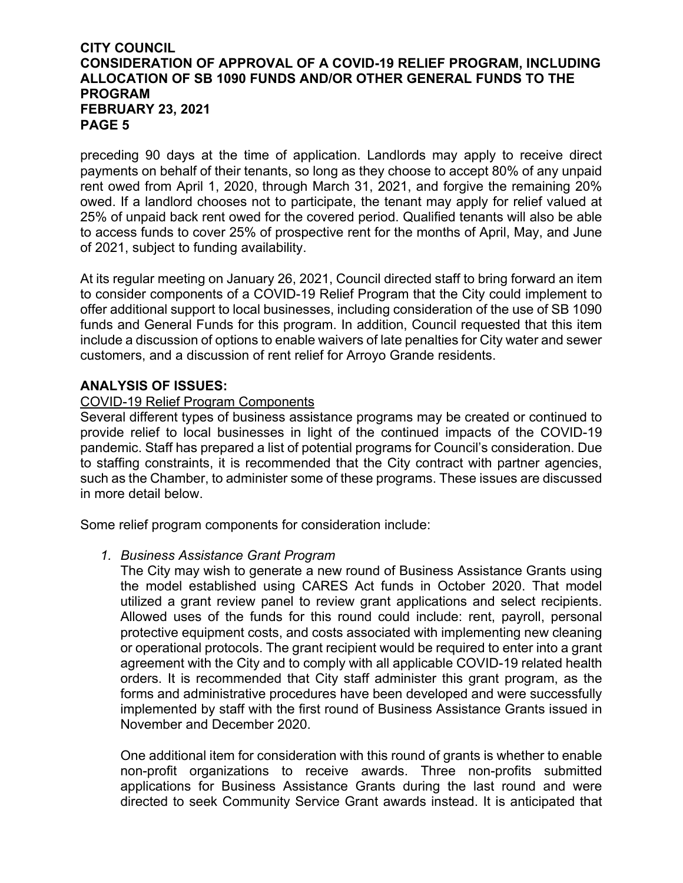preceding 90 days at the time of application. Landlords may apply to receive direct payments on behalf of their tenants, so long as they choose to accept 80% of any unpaid rent owed from April 1, 2020, through March 31, 2021, and forgive the remaining 20% owed. If a landlord chooses not to participate, the tenant may apply for relief valued at 25% of unpaid back rent owed for the covered period. Qualified tenants will also be able to access funds to cover 25% of prospective rent for the months of April, May, and June of 2021, subject to funding availability.

At its regular meeting on January 26, 2021, Council directed staff to bring forward an item to consider components of a COVID-19 Relief Program that the City could implement to offer additional support to local businesses, including consideration of the use of SB 1090 funds and General Funds for this program. In addition, Council requested that this item include a discussion of options to enable waivers of late penalties for City water and sewer customers, and a discussion of rent relief for Arroyo Grande residents.

**ANALYSIS OF ISSUES:**

COVID-19 Relief Program Components

Several different types of business assistance programs may be created or continued to provide relief to local businesses in light of the continued impacts of the COVID-19 pandemic. Staff has prepared a list of potential programs for Council's consideration. Due to staffing constraints, it is recommended that the City contract with partner agencies, such as the Chamber, to administer some of these programs. These issues are discussed in more detail below.

Some relief program components for consideration include:

1. *Business Assistance Grant Program*

   The City may wish to generate a new round of Business Assistance Grants using the model established using CARES Act funds in October 2020. That model utilized a grant review panel to review grant applications and select recipients. Allowed uses of the funds for this round could include: rent, payroll, personal protective equipment costs, and costs associated with implementing new cleaning or operational protocols. The grant recipient would be required to enter into a grant agreement with the City and to comply with all applicable COVID-19 related health orders. It is recommended that City staff administer this grant program, as the forms and administrative procedures have been developed and were successfully implemented by staff with the first round of Business Assistance Grants issued in November and December 2020.

   One additional item for consideration with this round of grants is whether to enable non-profit organizations to receive awards. Three non-profits submitted applications for Business Assistance Grants during the last round and were directed to seek Community Service Grant awards instead. It is anticipated that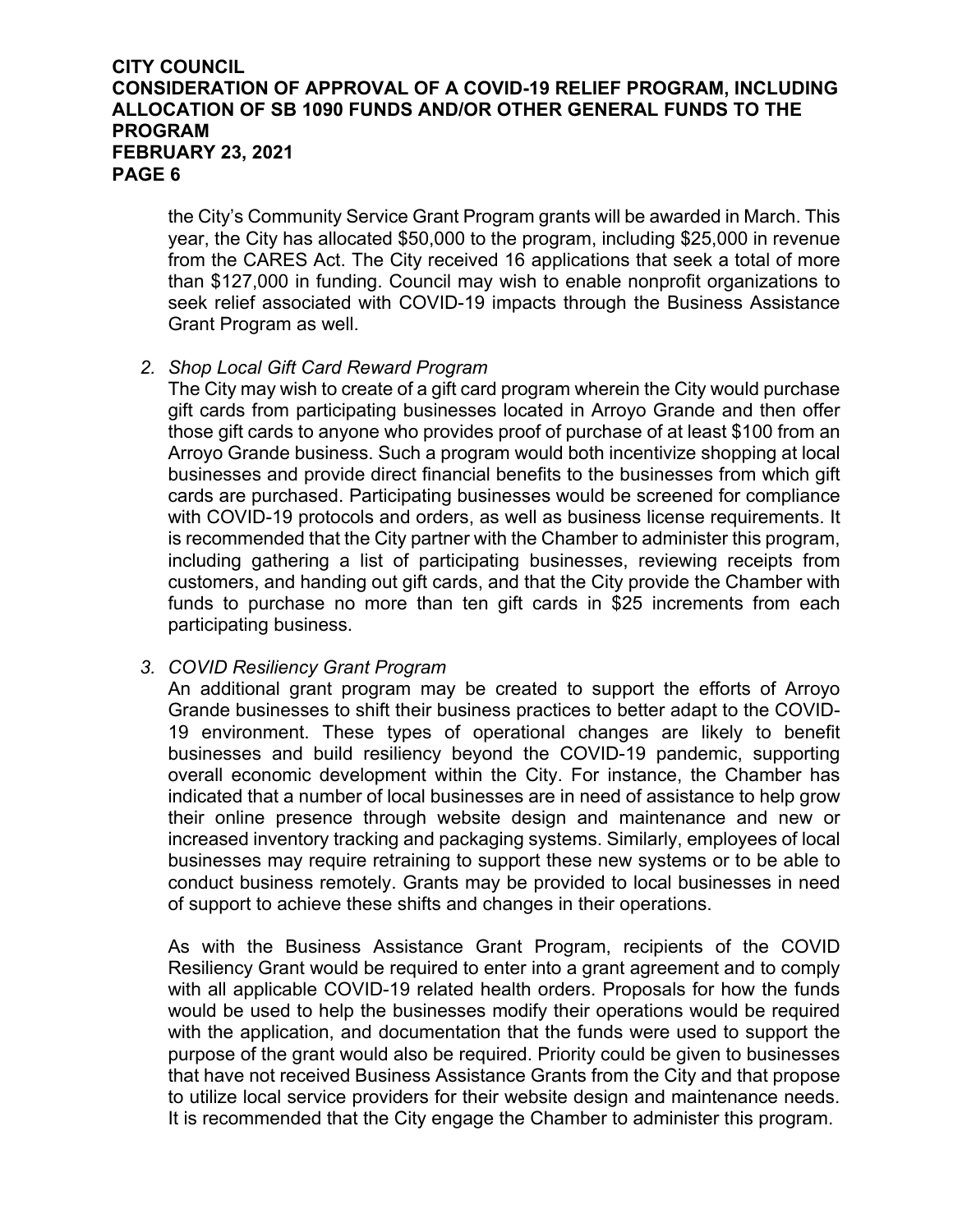the City's Community Service Grant Program grants will be awarded in March. This year, the City has allocated $50,000 to the program, including $25,000 in revenue from the CARES Act. The City received 16 applications that seek a total of more than $127,000 in funding. Council may wish to enable nonprofit organizations to seek relief associated with COVID-19 impacts through the Business Assistance Grant Program as well.

2. *Shop Local Gift Card Reward Program*
   The City may wish to create of a gift card program wherein the City would purchase gift cards from participating businesses located in Arroyo Grande and then offer those gift cards to anyone who provides proof of purchase of at least $100 from an Arroyo Grande business. Such a program would both incentivize shopping at local businesses and provide direct financial benefits to the businesses from which gift cards are purchased. Participating businesses would be screened for compliance with COVID-19 protocols and orders, as well as business license requirements. It is recommended that the City partner with the Chamber to administer this program, including gathering a list of participating businesses, reviewing receipts from customers, and handing out gift cards, and that the City provide the Chamber with funds to purchase no more than ten gift cards in $25 increments from each participating business.

3. *COVID Resiliency Grant Program*
   An additional grant program may be created to support the efforts of Arroyo Grande businesses to shift their business practices to better adapt to the COVID-19 environment. These types of operational changes are likely to benefit businesses and build resiliency beyond the COVID-19 pandemic, supporting overall economic development within the City. For instance, the Chamber has indicated that a number of local businesses are in need of assistance to help grow their online presence through website design and maintenance and new or increased inventory tracking and packaging systems. Similarly, employees of local businesses may require retraining to support these new systems or to be able to conduct business remotely. Grants may be provided to local businesses in need of support to achieve these shifts and changes in their operations.

   As with the Business Assistance Grant Program, recipients of the COVID Resiliency Grant would be required to enter into a grant agreement and to comply with all applicable COVID-19 related health orders. Proposals for how the funds would be used to help the businesses modify their operations would be required with the application, and documentation that the funds were used to support the purpose of the grant would also be required. Priority could be given to businesses that have not received Business Assistance Grants from the City and that propose to utilize local service providers for their website design and maintenance needs. It is recommended that the City engage the Chamber to administer this program.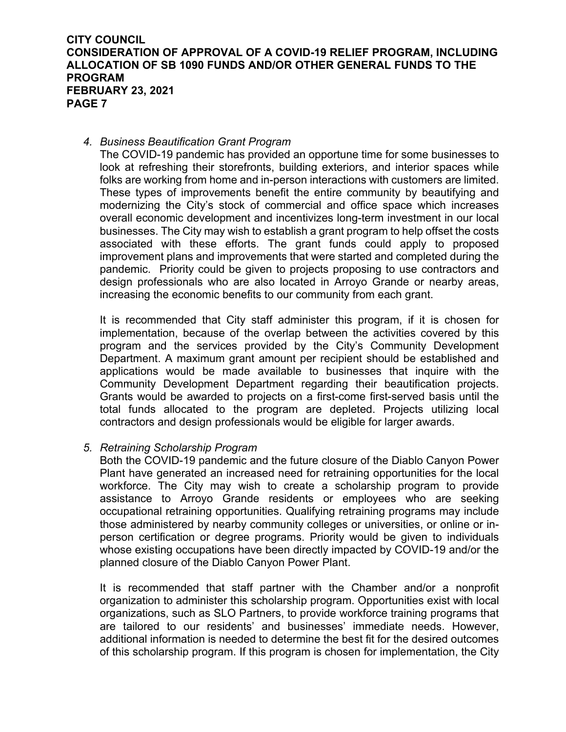4. *Business Beautification Grant Program*

   The COVID-19 pandemic has provided an opportune time for some businesses to look at refreshing their storefronts, building exteriors, and interior spaces while folks are working from home and in-person interactions with customers are limited. These types of improvements benefit the entire community by beautifying and modernizing the City's stock of commercial and office space which increases overall economic development and incentivizes long-term investment in our local businesses. The City may wish to establish a grant program to help offset the costs associated with these efforts. The grant funds could apply to proposed improvement plans and improvements that were started and completed during the pandemic. Priority could be given to projects proposing to use contractors and design professionals who are also located in Arroyo Grande or nearby areas, increasing the economic benefits to our community from each grant.

   It is recommended that City staff administer this program, if it is chosen for implementation, because of the overlap between the activities covered by this program and the services provided by the City's Community Development Department. A maximum grant amount per recipient should be established and applications would be made available to businesses that inquire with the Community Development Department regarding their beautification projects. Grants would be awarded to projects on a first-come first-served basis until the total funds allocated to the program are depleted. Projects utilizing local contractors and design professionals would be eligible for larger awards.

5. *Retraining Scholarship Program*

   Both the COVID-19 pandemic and the future closure of the Diablo Canyon Power Plant have generated an increased need for retraining opportunities for the local workforce. The City may wish to create a scholarship program to provide assistance to Arroyo Grande residents or employees who are seeking occupational retraining opportunities. Qualifying retraining programs may include those administered by nearby community colleges or universities, or online or in-person certification or degree programs. Priority would be given to individuals whose existing occupations have been directly impacted by COVID-19 and/or the planned closure of the Diablo Canyon Power Plant.

   It is recommended that staff partner with the Chamber and/or a nonprofit organization to administer this scholarship program. Opportunities exist with local organizations, such as SLO Partners, to provide workforce training programs that are tailored to our residents' and businesses' immediate needs. However, additional information is needed to determine the best fit for the desired outcomes of this scholarship program. If this program is chosen for implementation, the City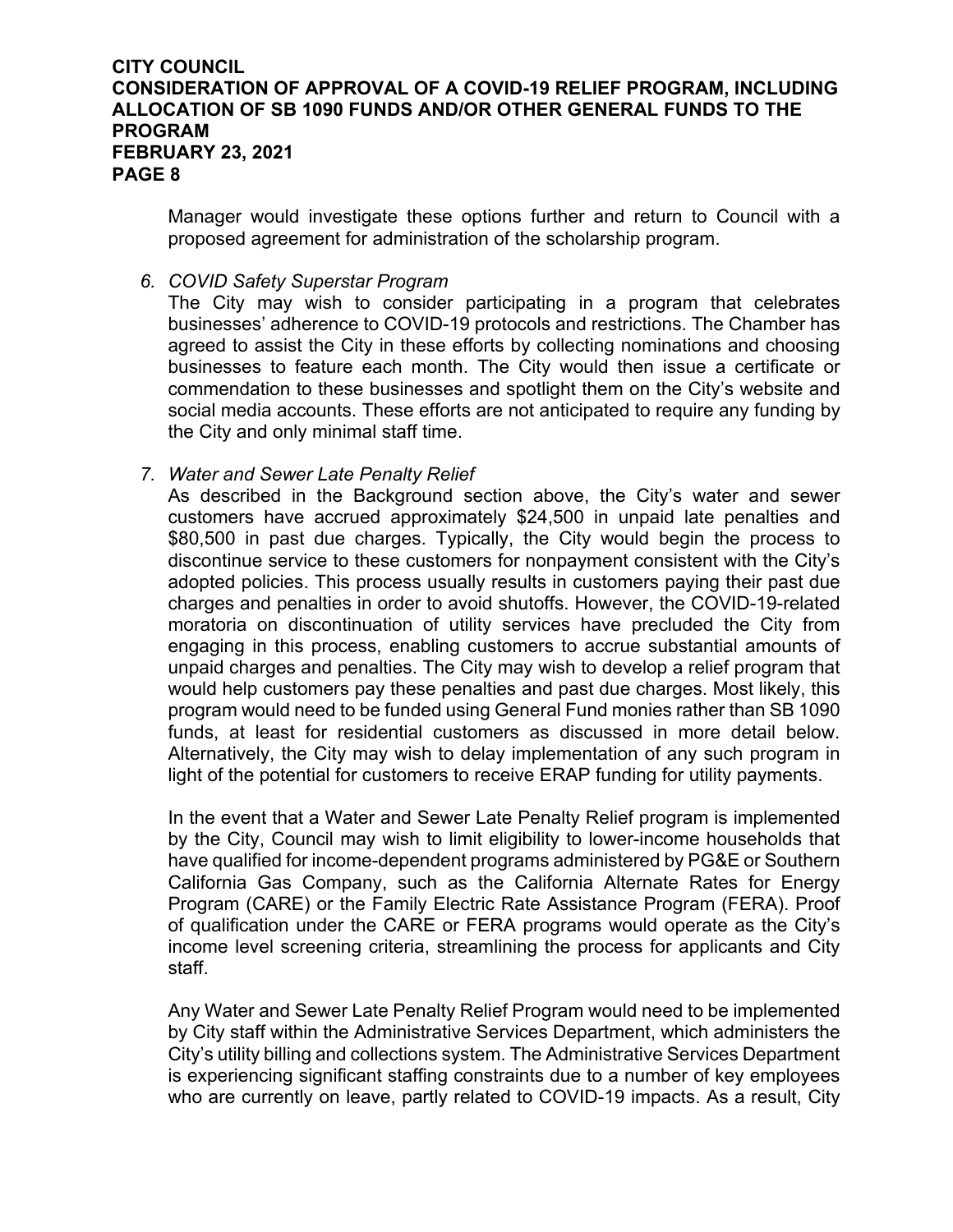Manager would investigate these options further and return to Council with a proposed agreement for administration of the scholarship program.

6. *COVID Safety Superstar Program*

   The City may wish to consider participating in a program that celebrates businesses' adherence to COVID-19 protocols and restrictions. The Chamber has agreed to assist the City in these efforts by collecting nominations and choosing businesses to feature each month. The City would then issue a certificate or commendation to these businesses and spotlight them on the City's website and social media accounts. These efforts are not anticipated to require any funding by the City and only minimal staff time.

7. *Water and Sewer Late Penalty Relief*

   As described in the Background section above, the City's water and sewer customers have accrued approximately $24,500 in unpaid late penalties and $80,500 in past due charges. Typically, the City would begin the process to discontinue service to these customers for nonpayment consistent with the City's adopted policies. This process usually results in customers paying their past due charges and penalties in order to avoid shutoffs. However, the COVID-19-related moratoria on discontinuation of utility services have precluded the City from engaging in this process, enabling customers to accrue substantial amounts of unpaid charges and penalties. The City may wish to develop a relief program that would help customers pay these penalties and past due charges. Most likely, this program would need to be funded using General Fund monies rather than SB 1090 funds, at least for residential customers as discussed in more detail below. Alternatively, the City may wish to delay implementation of any such program in light of the potential for customers to receive ERAP funding for utility payments.

   In the event that a Water and Sewer Late Penalty Relief program is implemented by the City, Council may wish to limit eligibility to lower-income households that have qualified for income-dependent programs administered by PG&E or Southern California Gas Company, such as the California Alternate Rates for Energy Program (CARE) or the Family Electric Rate Assistance Program (FERA). Proof of qualification under the CARE or FERA programs would operate as the City's income level screening criteria, streamlining the process for applicants and City staff.

   Any Water and Sewer Late Penalty Relief Program would need to be implemented by City staff within the Administrative Services Department, which administers the City's utility billing and collections system. The Administrative Services Department is experiencing significant staffing constraints due to a number of key employees who are currently on leave, partly related to COVID-19 impacts. As a result, City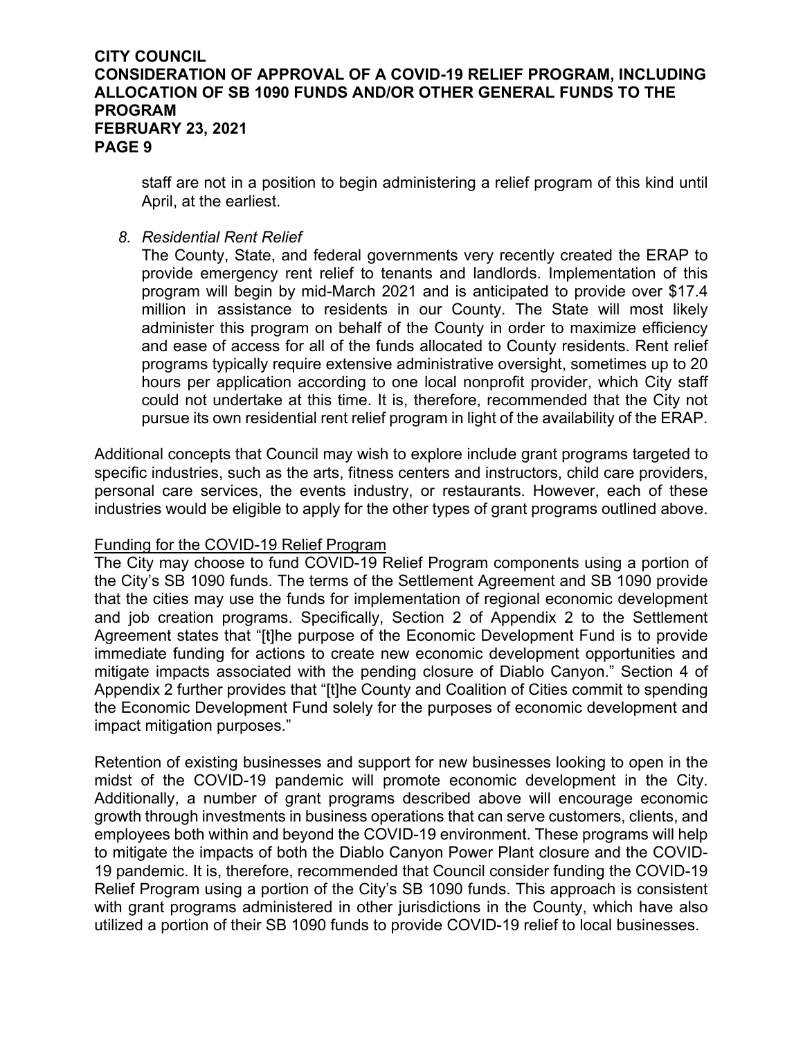staff are not in a position to begin administering a relief program of this kind until April, at the earliest.

8. *Residential Rent Relief*

   The County, State, and federal governments very recently created the ERAP to provide emergency rent relief to tenants and landlords. Implementation of this program will begin by mid-March 2021 and is anticipated to provide over $17.4 million in assistance to residents in our County. The State will most likely administer this program on behalf of the County in order to maximize efficiency and ease of access for all of the funds allocated to County residents. Rent relief programs typically require extensive administrative oversight, sometimes up to 20 hours per application according to one local nonprofit provider, which City staff could not undertake at this time. It is, therefore, recommended that the City not pursue its own residential rent relief program in light of the availability of the ERAP.

Additional concepts that Council may wish to explore include grant programs targeted to specific industries, such as the arts, fitness centers and instructors, child care providers, personal care services, the events industry, or restaurants. However, each of these industries would be eligible to apply for the other types of grant programs outlined above.

Funding for the COVID-19 Relief Program

The City may choose to fund COVID-19 Relief Program components using a portion of the City's SB 1090 funds. The terms of the Settlement Agreement and SB 1090 provide that the cities may use the funds for implementation of regional economic development and job creation programs. Specifically, Section 2 of Appendix 2 to the Settlement Agreement states that "[t]he purpose of the Economic Development Fund is to provide immediate funding for actions to create new economic development opportunities and mitigate impacts associated with the pending closure of Diablo Canyon." Section 4 of Appendix 2 further provides that "[t]he County and Coalition of Cities commit to spending the Economic Development Fund solely for the purposes of economic development and impact mitigation purposes."

Retention of existing businesses and support for new businesses looking to open in the midst of the COVID-19 pandemic will promote economic development in the City. Additionally, a number of grant programs described above will encourage economic growth through investments in business operations that can serve customers, clients, and employees both within and beyond the COVID-19 environment. These programs will help to mitigate the impacts of both the Diablo Canyon Power Plant closure and the COVID-19 pandemic. It is, therefore, recommended that Council consider funding the COVID-19 Relief Program using a portion of the City's SB 1090 funds. This approach is consistent with grant programs administered in other jurisdictions in the County, which have also utilized a portion of their SB 1090 funds to provide COVID-19 relief to local businesses.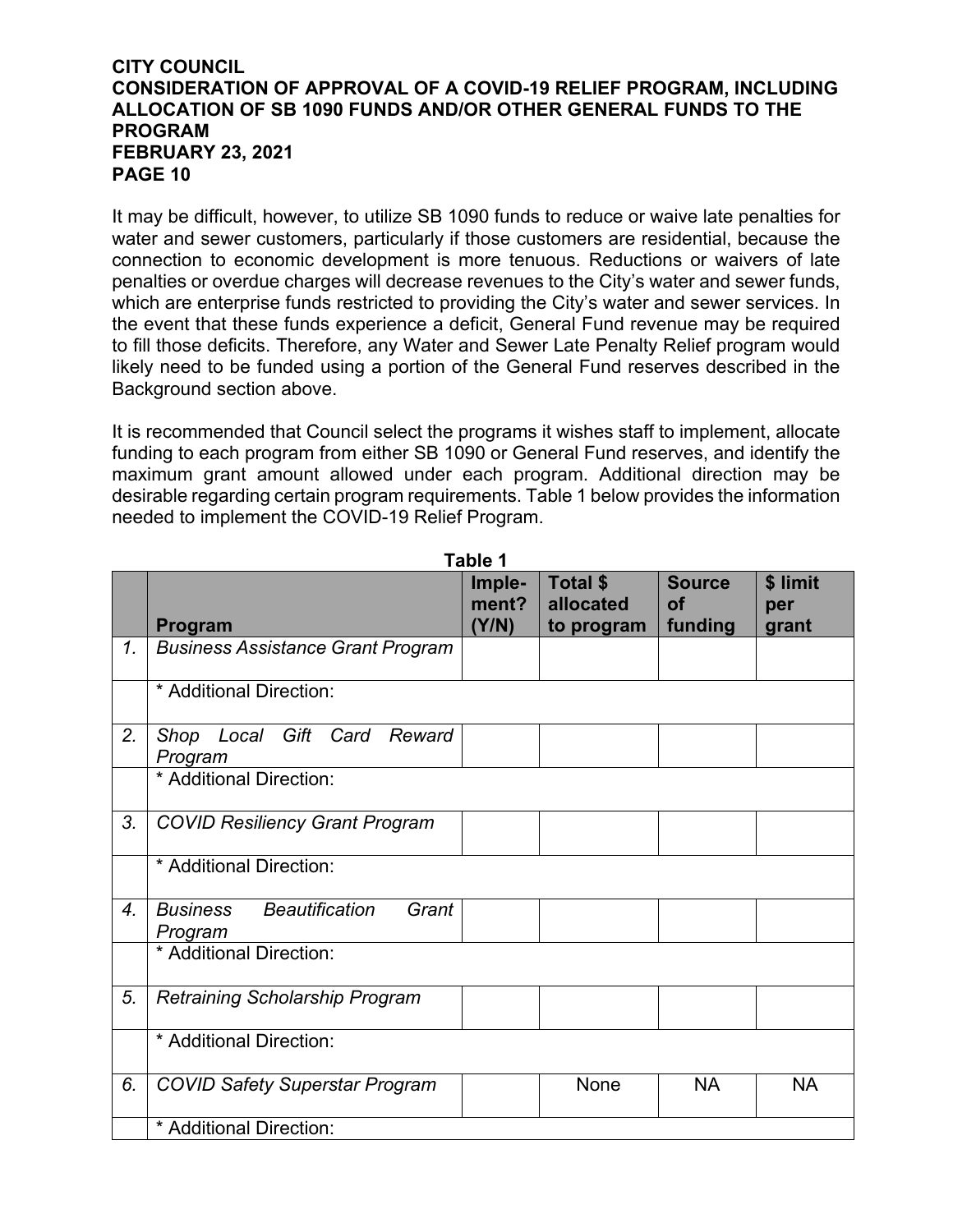It may be difficult, however, to utilize SB 1090 funds to reduce or waive late penalties for water and sewer customers, particularly if those customers are residential, because the connection to economic development is more tenuous. Reductions or waivers of late penalties or overdue charges will decrease revenues to the City's water and sewer funds, which are enterprise funds restricted to providing the City's water and sewer services. In the event that these funds experience a deficit, General Fund revenue may be required to fill those deficits. Therefore, any Water and Sewer Late Penalty Relief program would likely need to be funded using a portion of the General Fund reserves described in the Background section above.

It is recommended that Council select the programs it wishes staff to implement, allocate funding to each program from either SB 1090 or General Fund reserves, and identify the maximum grant amount allowed under each program. Additional direction may be desirable regarding certain program requirements. Table 1 below provides the information needed to implement the COVID-19 Relief Program.

**Table 1**

| | Program | Imple-ment? (Y/N) | Total $ allocated to program | Source of funding | $ limit per grant |
|---|---|---|---|---|---|
| 1. | *Business Assistance Grant Program* | | | | |
| | * Additional Direction: | | | | |
| 2. | *Shop Local Gift Card Reward Program* | | | | |
| | * Additional Direction: | | | | |
| 3. | *COVID Resiliency Grant Program* | | | | |
| | * Additional Direction: | | | | |
| 4. | *Business Beautification Grant Program* | | | | |
| | * Additional Direction: | | | | |
| 5. | *Retraining Scholarship Program* | | | | |
| | * Additional Direction: | | | | |
| 6. | *COVID Safety Superstar Program* | | None | NA | NA |
| | * Additional Direction: | | | | |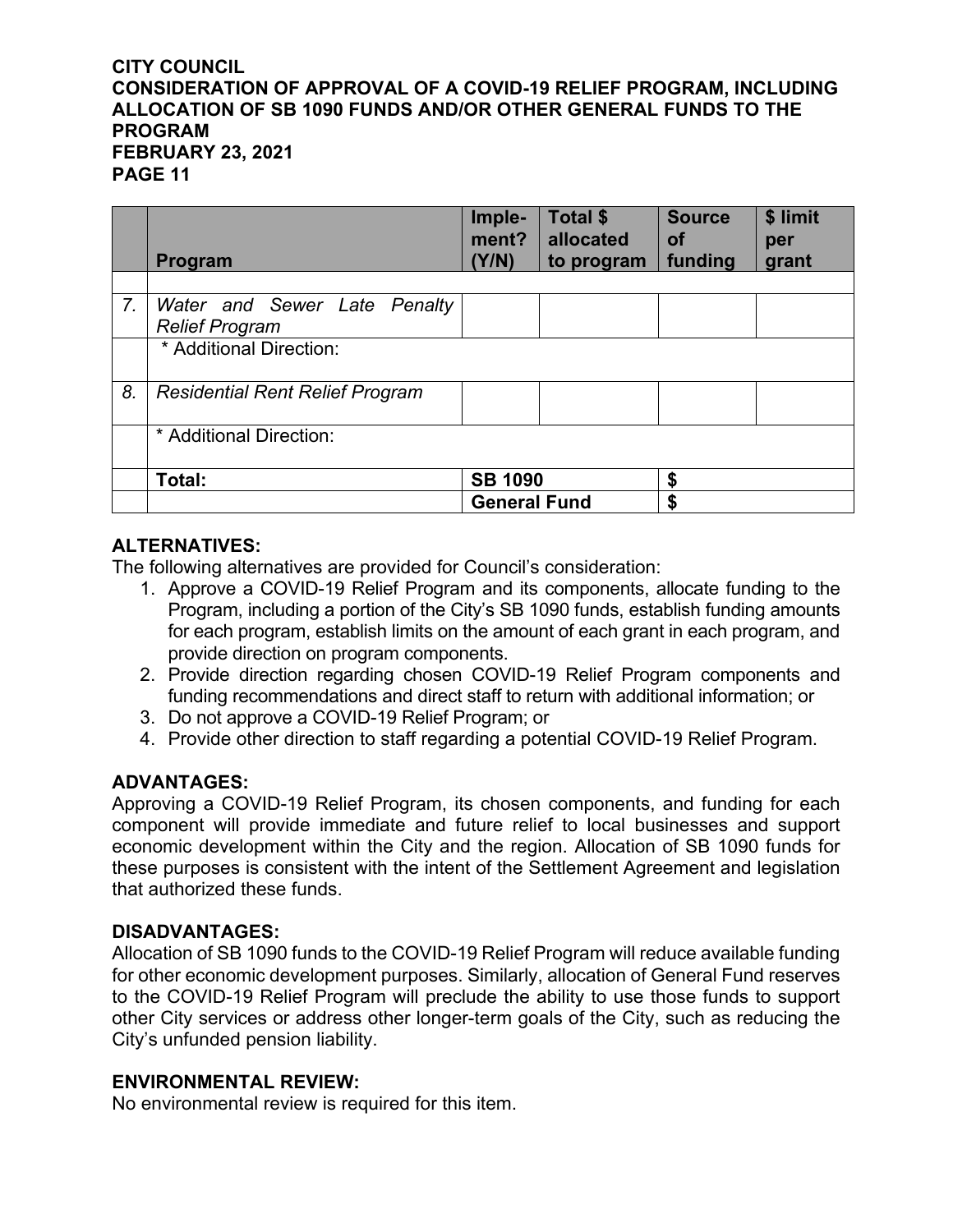| | Program | Imple-ment? (Y/N) | Total $ allocated to program | Source of funding | $ limit per grant |
|---|---|---|---|---|---|
| | | | | | |
| 7. | *Water and Sewer Late Penalty Relief Program* | | | | |
| | * Additional Direction: | | | | |
| 8. | *Residential Rent Relief Program* | | | | |
| | * Additional Direction: | | | | |
| | **Total:** | **SB 1090** | | **$** | |
| | | **General Fund** | | **$** | |

## ALTERNATIVES:

The following alternatives are provided for Council's consideration:

1. Approve a COVID-19 Relief Program and its components, allocate funding to the Program, including a portion of the City's SB 1090 funds, establish funding amounts for each program, establish limits on the amount of each grant in each program, and provide direction on program components.
2. Provide direction regarding chosen COVID-19 Relief Program components and funding recommendations and direct staff to return with additional information; or
3. Do not approve a COVID-19 Relief Program; or
4. Provide other direction to staff regarding a potential COVID-19 Relief Program.

## ADVANTAGES:

Approving a COVID-19 Relief Program, its chosen components, and funding for each component will provide immediate and future relief to local businesses and support economic development within the City and the region. Allocation of SB 1090 funds for these purposes is consistent with the intent of the Settlement Agreement and legislation that authorized these funds.

## DISADVANTAGES:

Allocation of SB 1090 funds to the COVID-19 Relief Program will reduce available funding for other economic development purposes. Similarly, allocation of General Fund reserves to the COVID-19 Relief Program will preclude the ability to use those funds to support other City services or address other longer-term goals of the City, such as reducing the City's unfunded pension liability.

## ENVIRONMENTAL REVIEW:

No environmental review is required for this item.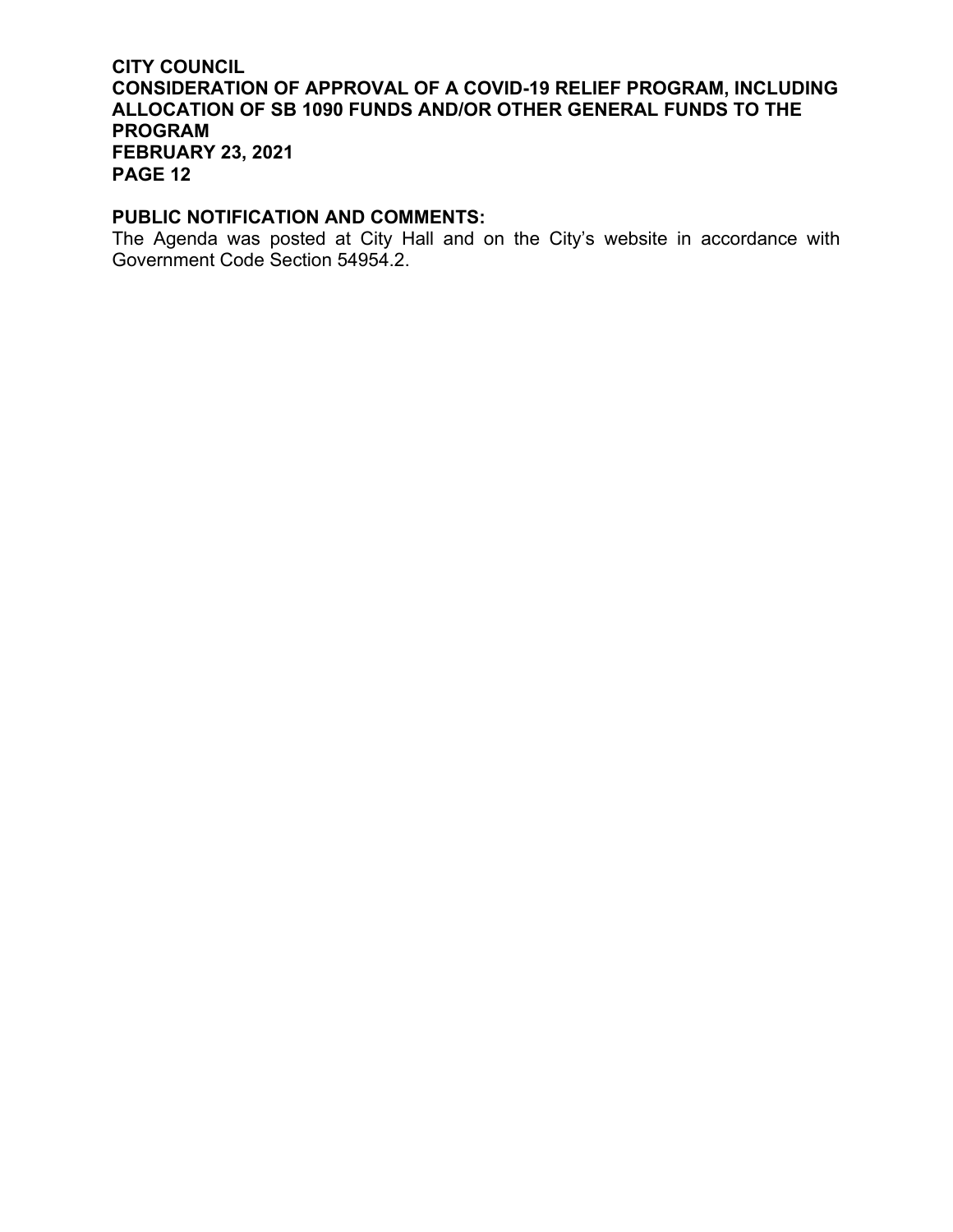## PUBLIC NOTIFICATION AND COMMENTS:

The Agenda was posted at City Hall and on the City's website in accordance with Government Code Section 54954.2.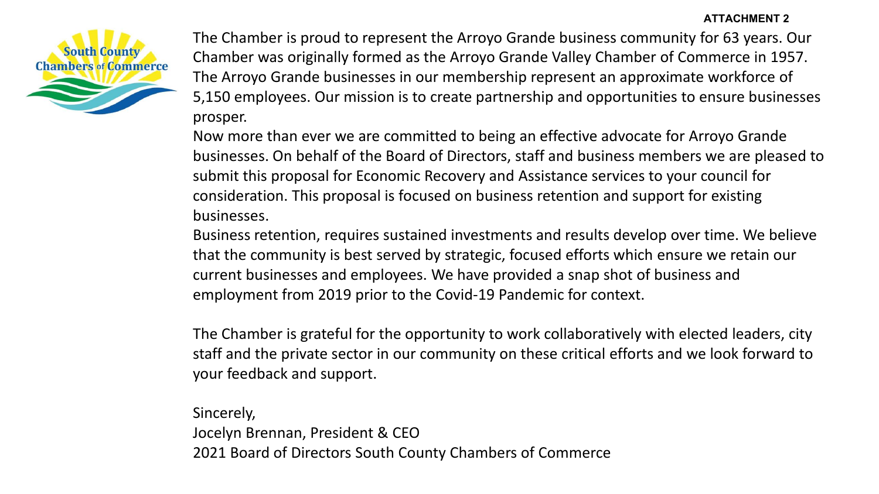**ATTACHMENT 2**

South County Chambers of Commerce

The Chamber is proud to represent the Arroyo Grande business community for 63 years. Our Chamber was originally formed as the Arroyo Grande Valley Chamber of Commerce in 1957. The Arroyo Grande businesses in our membership represent an approximate workforce of 5,150 employees. Our mission is to create partnership and opportunities to ensure businesses prosper.

Now more than ever we are committed to being an effective advocate for Arroyo Grande businesses. On behalf of the Board of Directors, staff and business members we are pleased to submit this proposal for Economic Recovery and Assistance services to your council for consideration. This proposal is focused on business retention and support for existing businesses.

Business retention, requires sustained investments and results develop over time. We believe that the community is best served by strategic, focused efforts which ensure we retain our current businesses and employees. We have provided a snap shot of business and employment from 2019 prior to the Covid-19 Pandemic for context.

The Chamber is grateful for the opportunity to work collaboratively with elected leaders, city staff and the private sector in our community on these critical efforts and we look forward to your feedback and support.

Sincerely,
Jocelyn Brennan, President & CEO
2021 Board of Directors South County Chambers of Commerce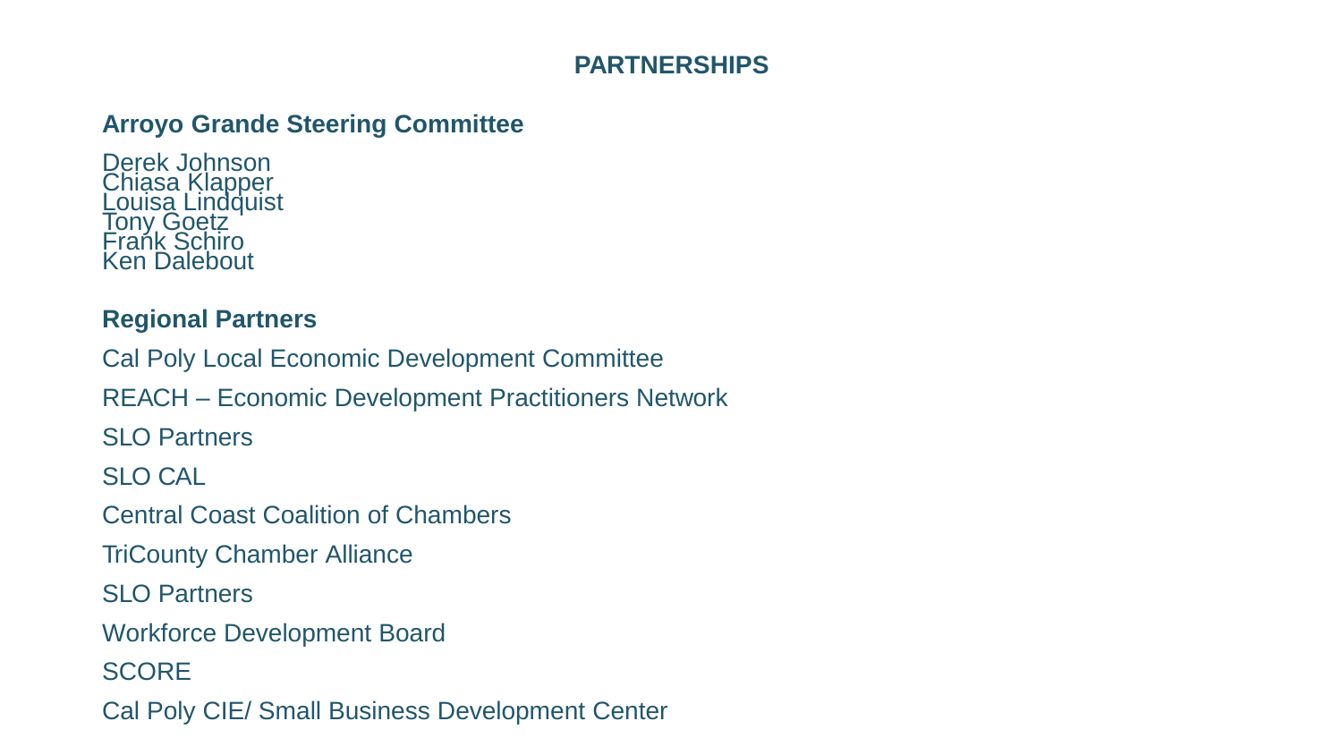# PARTNERSHIPS

## Arroyo Grande Steering Committee

Derek Johnson
Chiasa Klapper
Louisa Lindquist
Tony Goetz
Frank Schiro
Ken Dalebout

## Regional Partners

Cal Poly Local Economic Development Committee

REACH – Economic Development Practitioners Network

SLO Partners

SLO CAL

Central Coast Coalition of Chambers

TriCounty Chamber Alliance

SLO Partners

Workforce Development Board

SCORE

Cal Poly CIE/ Small Business Development Center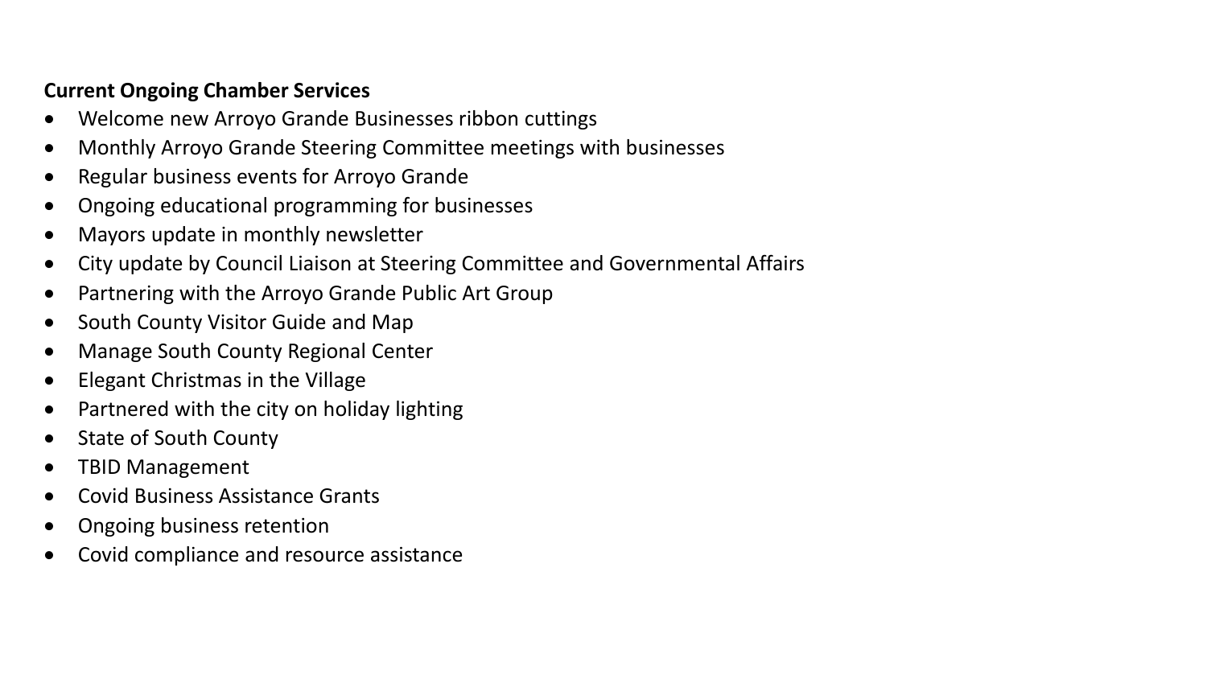**Current Ongoing Chamber Services**

- Welcome new Arroyo Grande Businesses ribbon cuttings
- Monthly Arroyo Grande Steering Committee meetings with businesses
- Regular business events for Arroyo Grande
- Ongoing educational programming for businesses
- Mayors update in monthly newsletter
- City update by Council Liaison at Steering Committee and Governmental Affairs
- Partnering with the Arroyo Grande Public Art Group
- South County Visitor Guide and Map
- Manage South County Regional Center
- Elegant Christmas in the Village
- Partnered with the city on holiday lighting
- State of South County
- TBID Management
- Covid Business Assistance Grants
- Ongoing business retention
- Covid compliance and resource assistance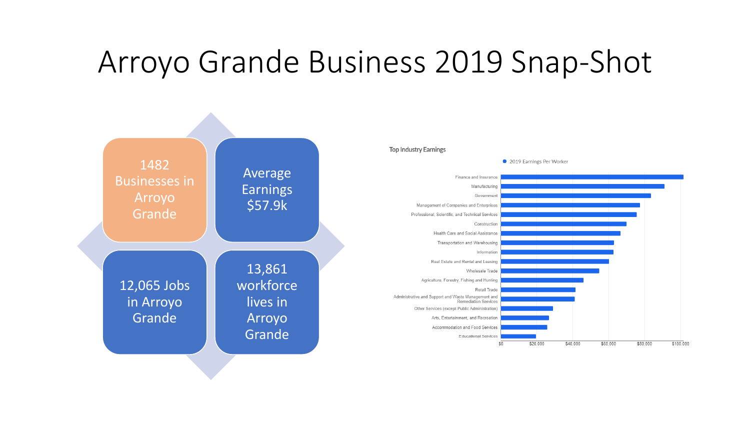# Arroyo Grande Business 2019 Snap-Shot

- 1482 Businesses in Arroyo Grande
- Average Earnings $57.9k
- 12,065 Jobs in Arroyo Grande
- 13,861 workforce lives in Arroyo Grande

**Top Industry Earnings**

2019 Earnings Per Worker

- Finance and Insurance
- Manufacturing
- Government
- Management of Companies and Enterprises
- Professional, Scientific, and Technical Services
- Construction
- Health Care and Social Assistance
- Transportation and Warehousing
- Information
- Real Estate and Rental and Leasing
- Wholesale Trade
- Agriculture, Forestry, Fishing and Hunting
- Retail Trade
- Administrative and Support and Waste Management and Remediation Services
- Other Services (except Public Administration)
- Arts, Entertainment, and Recreation
- Accommodation and Food Services
- Educational Services

$0 · $20,000 · $40,000 · $60,000 · $80,000 · $100,000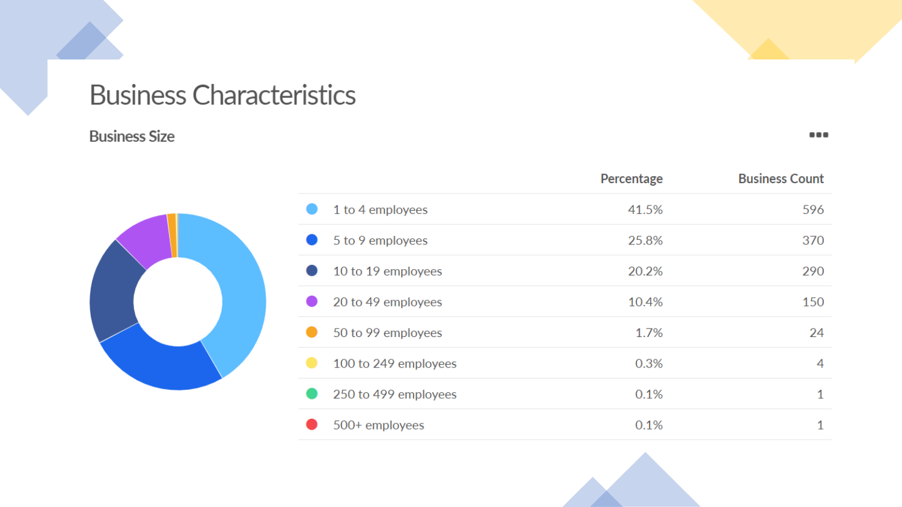# Business Characteristics

## Business Size

| | Percentage | Business Count |
|---|---|---|
| 1 to 4 employees | 41.5% | 596 |
| 5 to 9 employees | 25.8% | 370 |
| 10 to 19 employees | 20.2% | 290 |
| 20 to 49 employees | 10.4% | 150 |
| 50 to 99 employees | 1.7% | 24 |
| 100 to 249 employees | 0.3% | 4 |
| 250 to 499 employees | 0.1% | 1 |
| 500+ employees | 0.1% | 1 |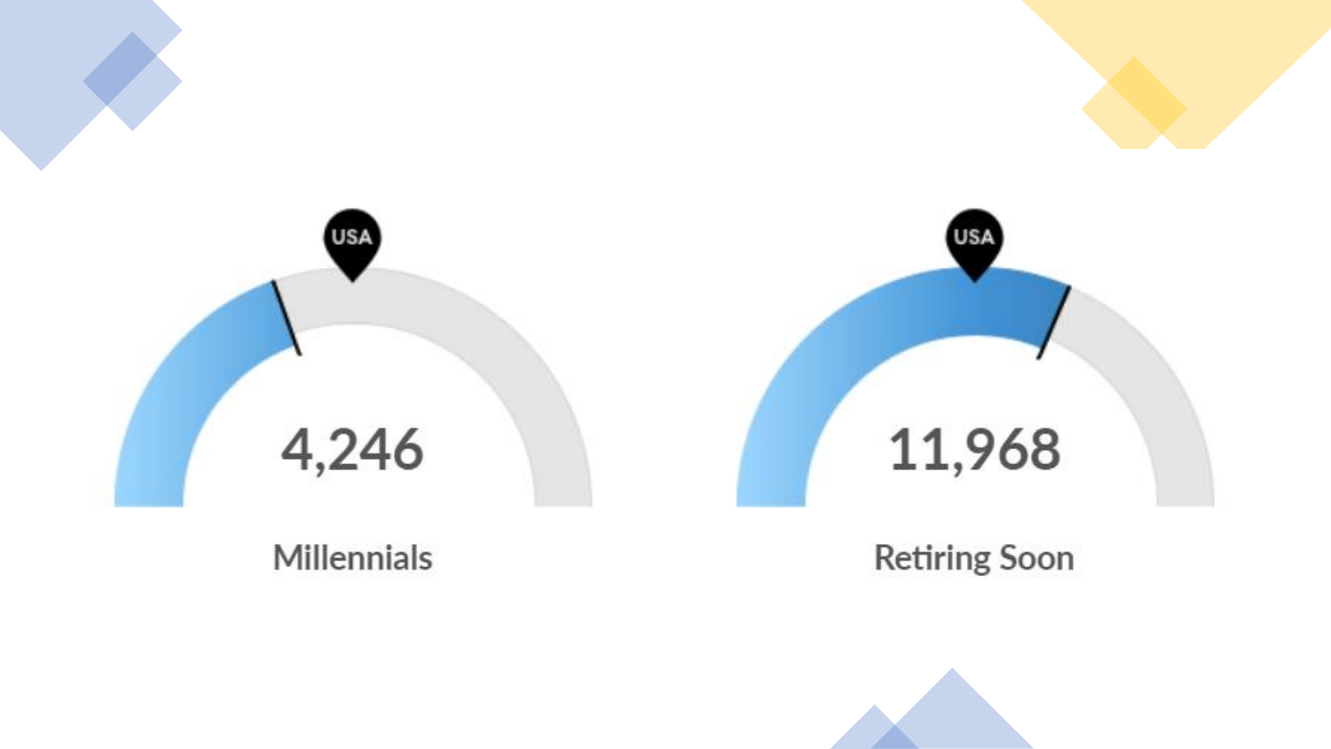USA

4,246

Millennials

USA

11,968

Retiring Soon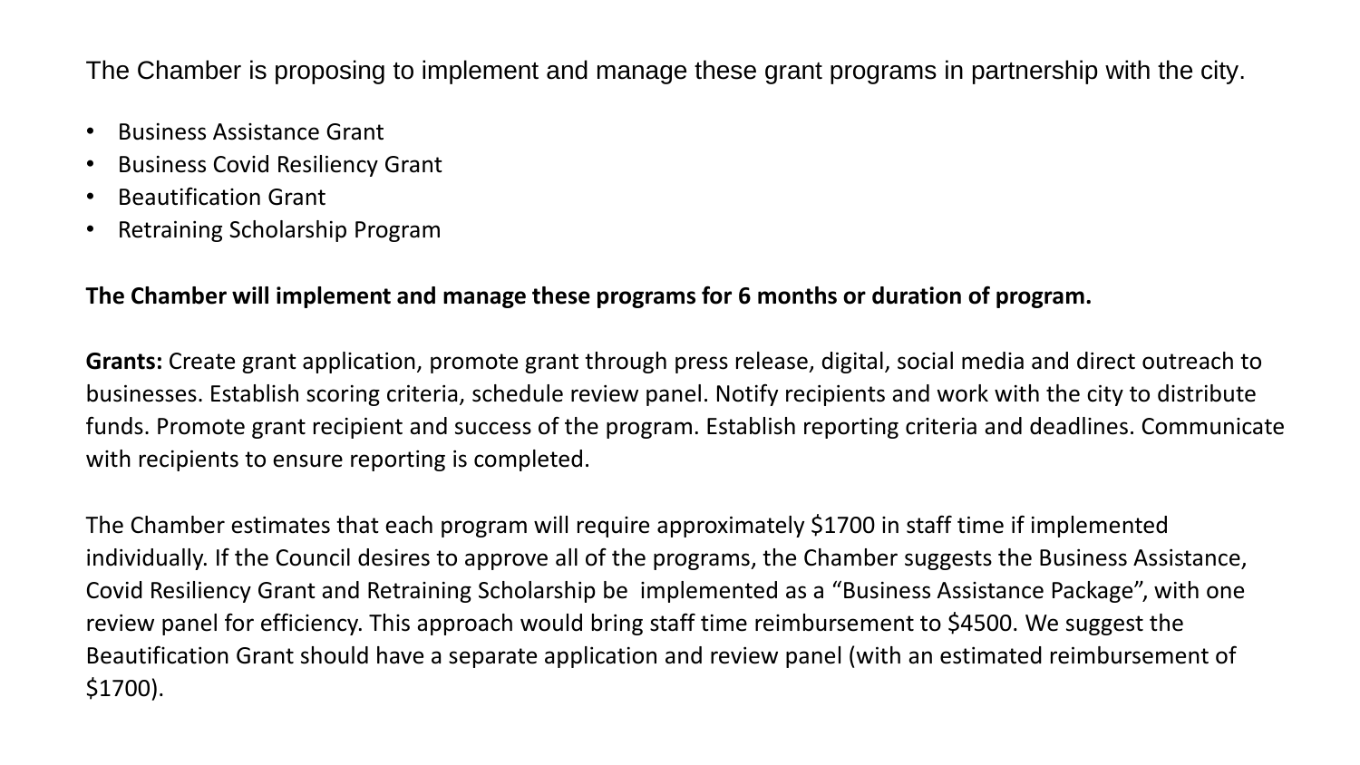The Chamber is proposing to implement and manage these grant programs in partnership with the city.

- Business Assistance Grant
- Business Covid Resiliency Grant
- Beautification Grant
- Retraining Scholarship Program

**The Chamber will implement and manage these programs for 6 months or duration of program.**

**Grants:** Create grant application, promote grant through press release, digital, social media and direct outreach to businesses. Establish scoring criteria, schedule review panel. Notify recipients and work with the city to distribute funds. Promote grant recipient and success of the program. Establish reporting criteria and deadlines. Communicate with recipients to ensure reporting is completed.

The Chamber estimates that each program will require approximately $1700 in staff time if implemented individually. If the Council desires to approve all of the programs, the Chamber suggests the Business Assistance, Covid Resiliency Grant and Retraining Scholarship be implemented as a "Business Assistance Package", with one review panel for efficiency. This approach would bring staff time reimbursement to $4500. We suggest the Beautification Grant should have a separate application and review panel (with an estimated reimbursement of $1700).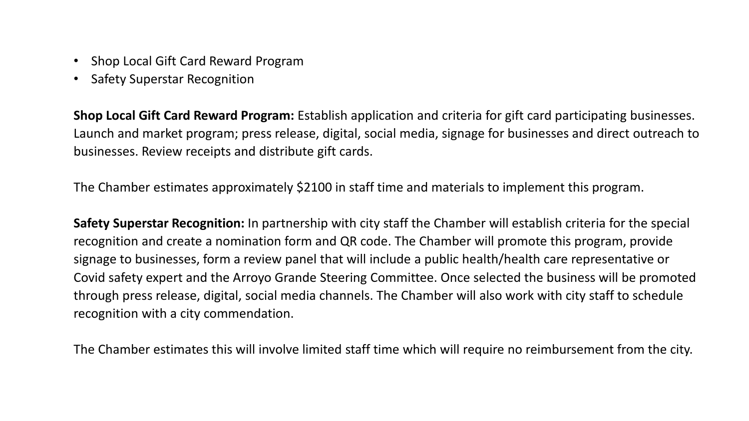- Shop Local Gift Card Reward Program
- Safety Superstar Recognition

**Shop Local Gift Card Reward Program:** Establish application and criteria for gift card participating businesses. Launch and market program; press release, digital, social media, signage for businesses and direct outreach to businesses. Review receipts and distribute gift cards.

The Chamber estimates approximately $2100 in staff time and materials to implement this program.

**Safety Superstar Recognition:** In partnership with city staff the Chamber will establish criteria for the special recognition and create a nomination form and QR code. The Chamber will promote this program, provide signage to businesses, form a review panel that will include a public health/health care representative or Covid safety expert and the Arroyo Grande Steering Committee. Once selected the business will be promoted through press release, digital, social media channels. The Chamber will also work with city staff to schedule recognition with a city commendation.

The Chamber estimates this will involve limited staff time which will require no reimbursement from the city.